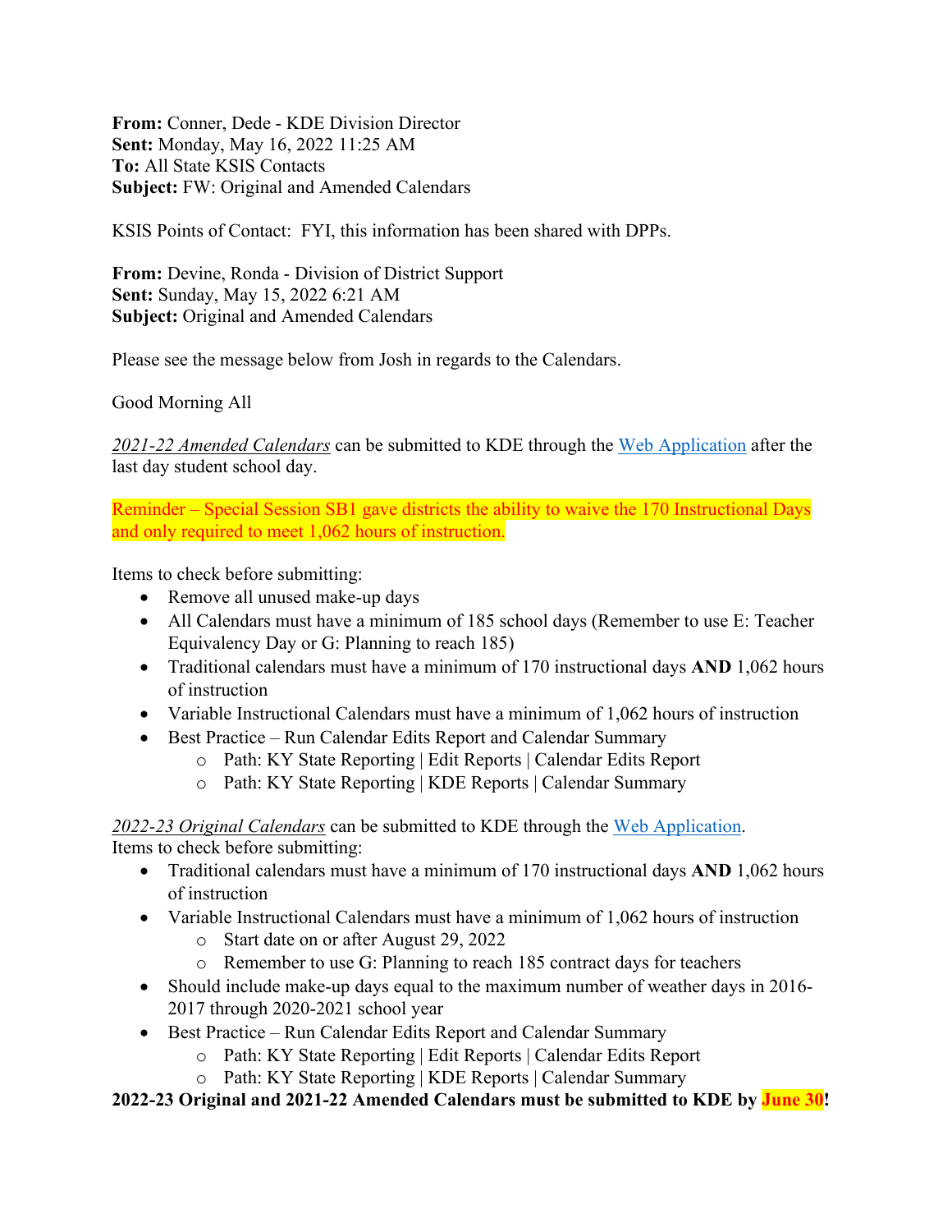**From:** Conner, Dede - KDE Division Director
**Sent:** Monday, May 16, 2022 11:25 AM
**To:** All State KSIS Contacts
**Subject:** FW: Original and Amended Calendars

KSIS Points of Contact: FYI, this information has been shared with DPPs.

**From:** Devine, Ronda - Division of District Support
**Sent:** Sunday, May 15, 2022 6:21 AM
**Subject:** Original and Amended Calendars

Please see the message below from Josh in regards to the Calendars.

Good Morning All

*2021-22 Amended Calendars* can be submitted to KDE through the [Web Application] after the last day student school day.

Reminder – Special Session SB1 gave districts the ability to waive the 170 Instructional Days and only required to meet 1,062 hours of instruction.

Items to check before submitting:

- Remove all unused make-up days
- All Calendars must have a minimum of 185 school days (Remember to use E: Teacher Equivalency Day or G: Planning to reach 185)
- Traditional calendars must have a minimum of 170 instructional days **AND** 1,062 hours of instruction
- Variable Instructional Calendars must have a minimum of 1,062 hours of instruction
- Best Practice – Run Calendar Edits Report and Calendar Summary
  - Path: KY State Reporting | Edit Reports | Calendar Edits Report
  - Path: KY State Reporting | KDE Reports | Calendar Summary

*2022-23 Original Calendars* can be submitted to KDE through the [Web Application].
Items to check before submitting:

- Traditional calendars must have a minimum of 170 instructional days **AND** 1,062 hours of instruction
- Variable Instructional Calendars must have a minimum of 1,062 hours of instruction
  - Start date on or after August 29, 2022
  - Remember to use G: Planning to reach 185 contract days for teachers
- Should include make-up days equal to the maximum number of weather days in 2016-2017 through 2020-2021 school year
- Best Practice – Run Calendar Edits Report and Calendar Summary
  - Path: KY State Reporting | Edit Reports | Calendar Edits Report
  - Path: KY State Reporting | KDE Reports | Calendar Summary

**2022-23 Original and 2021-22 Amended Calendars must be submitted to KDE by June 30!**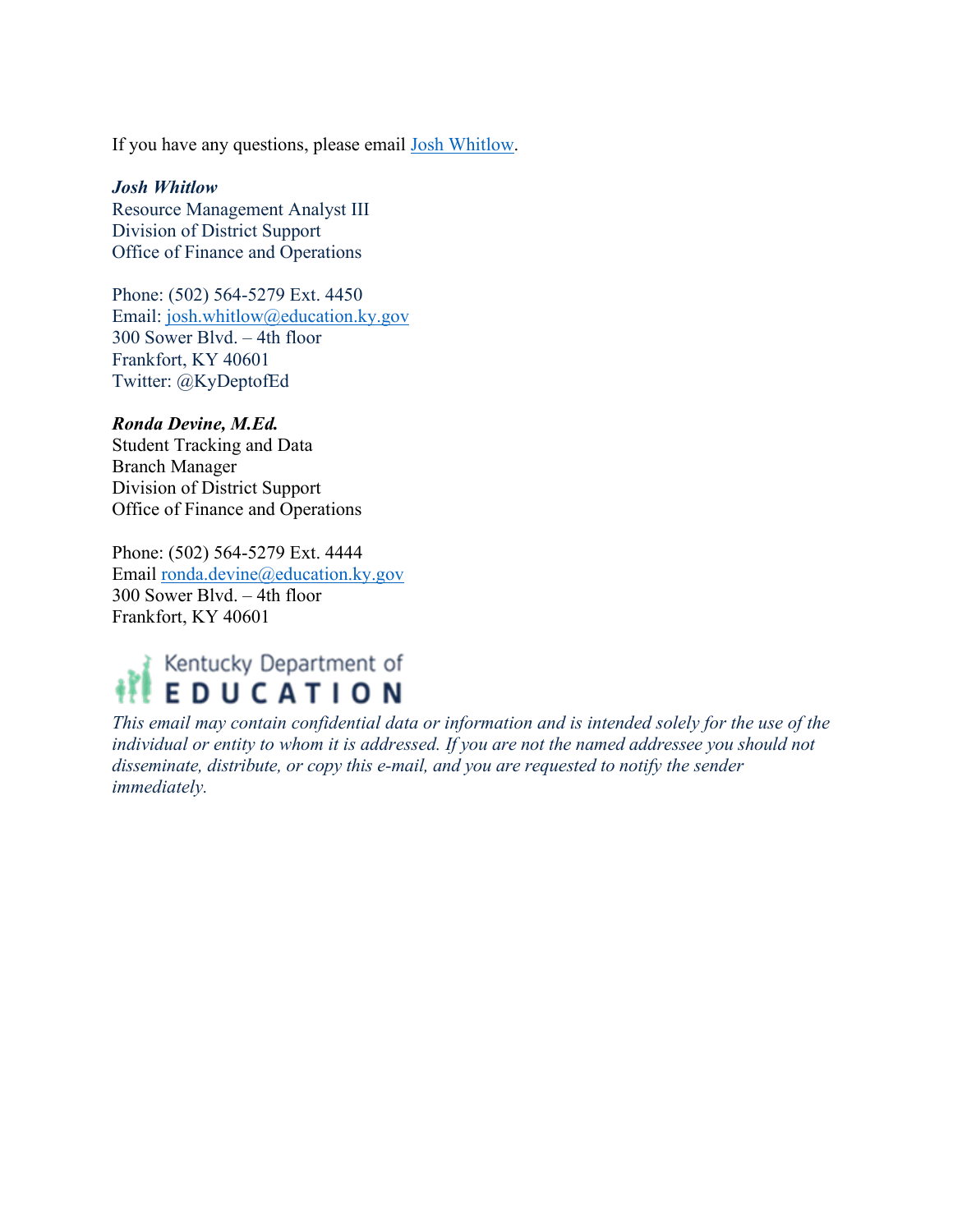If you have any questions, please email Josh Whitlow.

***Josh Whitlow***
Resource Management Analyst III
Division of District Support
Office of Finance and Operations

Phone: (502) 564-5279 Ext. 4450
Email: josh.whitlow@education.ky.gov
300 Sower Blvd. – 4th floor
Frankfort, KY 40601
Twitter: @KyDeptofEd

***Ronda Devine, M.Ed.***
Student Tracking and Data
Branch Manager
Division of District Support
Office of Finance and Operations

Phone: (502) 564-5279 Ext. 4444
Email ronda.devine@education.ky.gov
300 Sower Blvd. – 4th floor
Frankfort, KY 40601

Kentucky Department of
EDUCATION

*This email may contain confidential data or information and is intended solely for the use of the individual or entity to whom it is addressed. If you are not the named addressee you should not disseminate, distribute, or copy this e-mail, and you are requested to notify the sender immediately.*